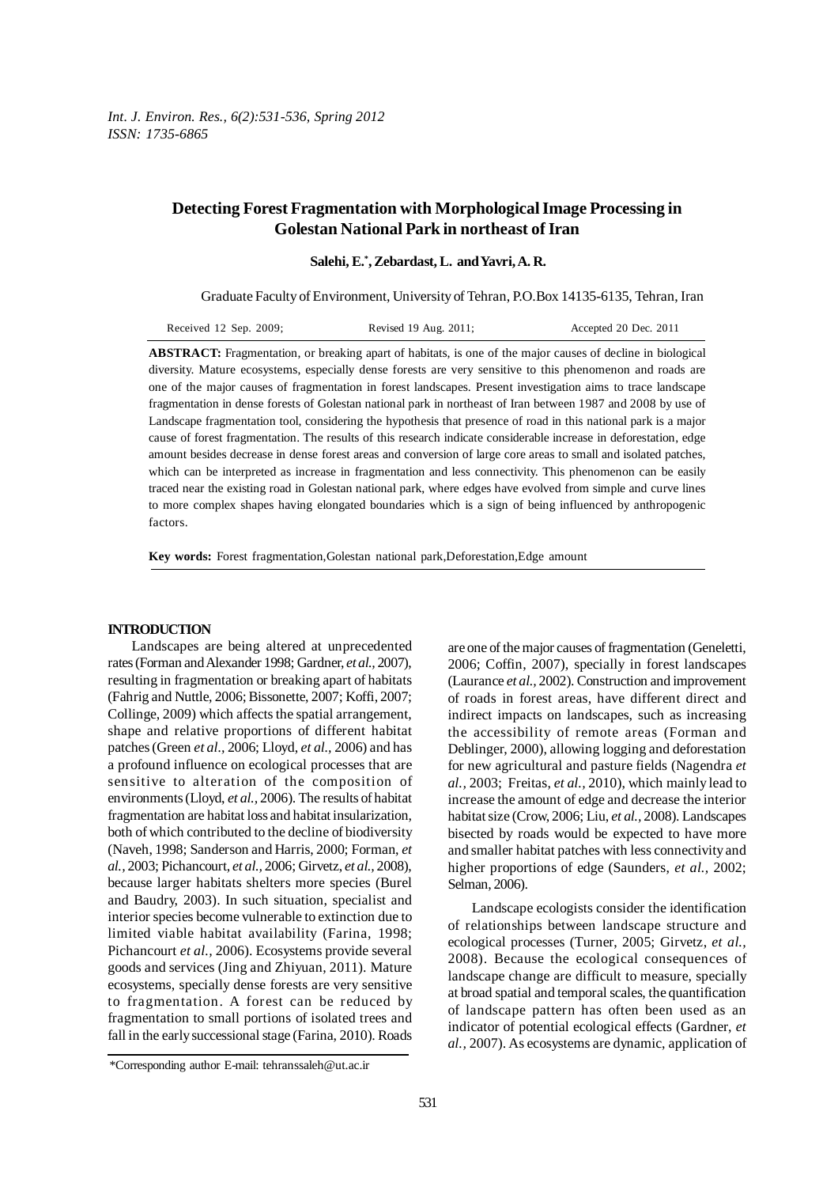# Detecting Forest Fragmentation with Morphological Image Processing in Golestan National Park in northeast of Iran

**Salehi, E.*, Zebardast, L. and Yavri, A. R.**

Graduate Faculty of Environment, University of Tehran, P.O.Box 14135-6135, Tehran, Iran

Received 12 Sep. 2009; Revised 19 Aug. 2011; Accepted 20 Dec. 2011

**ABSTRACT:** Fragmentation, or breaking apart of habitats, is one of the major causes of decline in biological diversity. Mature ecosystems, especially dense forests are very sensitive to this phenomenon and roads are one of the major causes of fragmentation in forest landscapes. Present investigation aims to trace landscape fragmentation in dense forests of Golestan national park in northeast of Iran between 1987 and 2008 by use of Landscape fragmentation tool, considering the hypothesis that presence of road in this national park is a major cause of forest fragmentation. The results of this research indicate considerable increase in deforestation, edge amount besides decrease in dense forest areas and conversion of large core areas to small and isolated patches, which can be interpreted as increase in fragmentation and less connectivity. This phenomenon can be easily traced near the existing road in Golestan national park, where edges have evolved from simple and curve lines to more complex shapes having elongated boundaries which is a sign of being influenced by anthropogenic factors.

**Key words:** Forest fragmentation,Golestan national park,Deforestation,Edge amount

## INTRODUCTION

Landscapes are being altered at unprecedented rates (Forman and Alexander 1998; Gardner, *et al.,* 2007), resulting in fragmentation or breaking apart of habitats (Fahrig and Nuttle, 2006; Bissonette, 2007; Koffi, 2007; Collinge, 2009) which affects the spatial arrangement, shape and relative proportions of different habitat patches (Green *et al*., 2006; Lloyd, *et al.,* 2006) and has a profound influence on ecological processes that are sensitive to alteration of the composition of environments (Lloyd, *et al.,* 2006). The results of habitat fragmentation are habitat loss and habitat insularization, both of which contributed to the decline of biodiversity (Naveh, 1998; Sanderson and Harris, 2000; Forman, *et al.,* 2003; Pichancourt, *et al.,* 2006; Girvetz, *et al.,* 2008), because larger habitats shelters more species (Burel and Baudry, 2003). In such situation, specialist and interior species become vulnerable to extinction due to limited viable habitat availability (Farina, 1998; Pichancourt *et al.,* 2006). Ecosystems provide several goods and services (Jing and Zhiyuan, 2011). Mature ecosystems, specially dense forests are very sensitive to fragmentation. A forest can be reduced by fragmentation to small portions of isolated trees and fall in the early successional stage (Farina, 2010). Roads are one of the major causes of fragmentation (Geneletti, 2006; Coffin, 2007), specially in forest landscapes (Laurance *et al.,* 2002). Construction and improvement of roads in forest areas, have different direct and indirect impacts on landscapes, such as increasing the accessibility of remote areas (Forman and Deblinger, 2000), allowing logging and deforestation for new agricultural and pasture fields (Nagendra *et al.,* 2003; Freitas, *et al.,* 2010), which mainly lead to increase the amount of edge and decrease the interior habitat size (Crow, 2006; Liu, *et al.,* 2008). Landscapes bisected by roads would be expected to have more and smaller habitat patches with less connectivity and higher proportions of edge (Saunders, *et al.,* 2002; Selman, 2006).

Landscape ecologists consider the identification of relationships between landscape structure and ecological processes (Turner, 2005; Girvetz, *et al.,* 2008). Because the ecological consequences of landscape change are difficult to measure, specially at broad spatial and temporal scales, the quantification of landscape pattern has often been used as an indicator of potential ecological effects (Gardner, *et al.,* 2007). As ecosystems are dynamic, application of

*Corresponding author E-mail: tehranssaleh@ut.ac.ir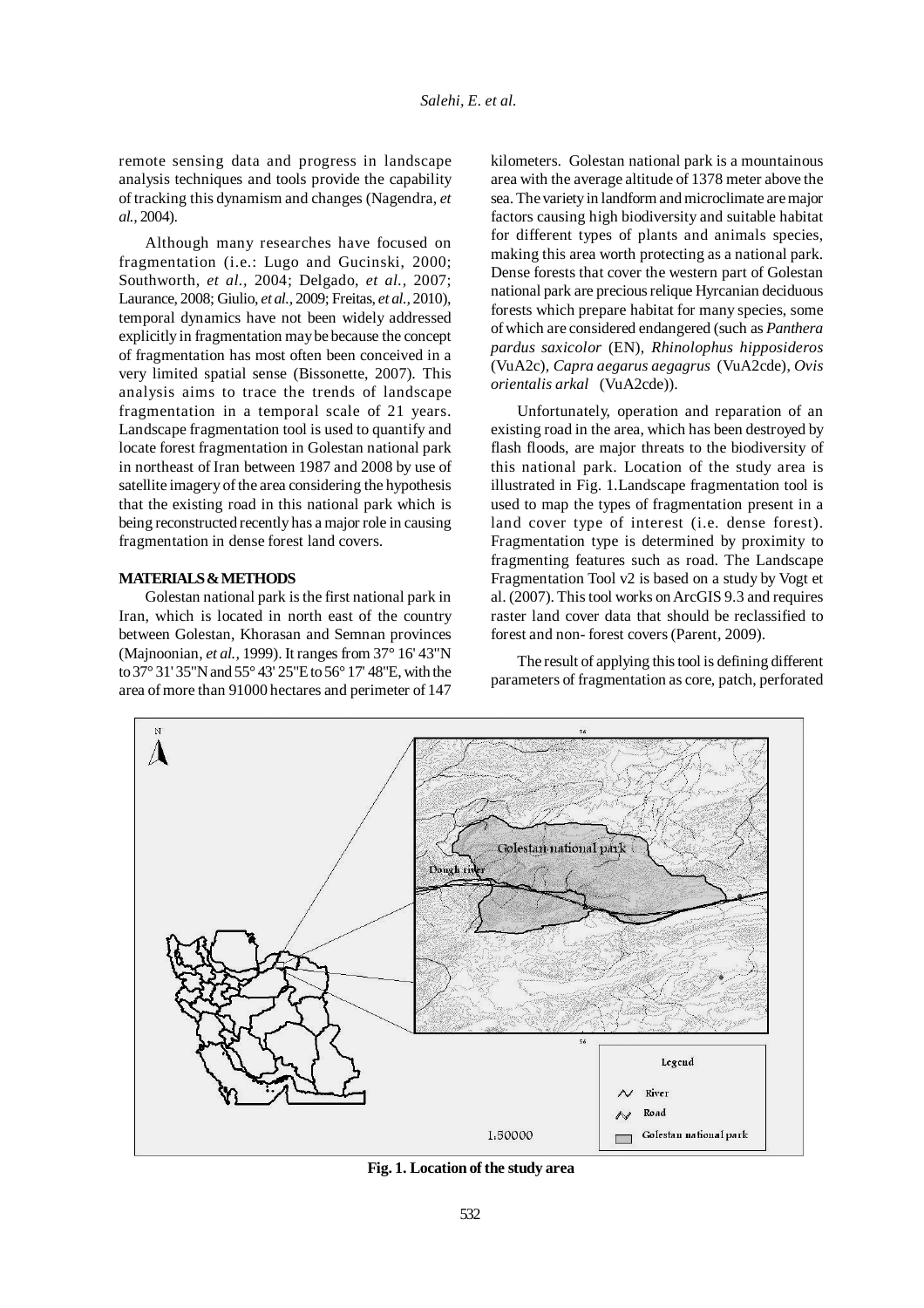remote sensing data and progress in landscape analysis techniques and tools provide the capability of tracking this dynamism and changes (Nagendra, *et al.*, 2004).

Although many researches have focused on fragmentation (i.e.: Lugo and Gucinski, 2000; Southworth, *et al.*, 2004; Delgado, *et al.*, 2007; Laurance, 2008; Giulio, *et al.*, 2009; Freitas, *et al.*, 2010), temporal dynamics have not been widely addressed explicitly in fragmentation may be because the concept of fragmentation has most often been conceived in a very limited spatial sense (Bissonette, 2007). This analysis aims to trace the trends of landscape fragmentation in a temporal scale of 21 years. Landscape fragmentation tool is used to quantify and locate forest fragmentation in Golestan national park in northeast of Iran between 1987 and 2008 by use of satellite imagery of the area considering the hypothesis that the existing road in this national park which is being reconstructed recently has a major role in causing fragmentation in dense forest land covers.

## MATERIALS & METHODS

Golestan national park is the first national park in Iran, which is located in north east of the country between Golestan, Khorasan and Semnan provinces (Majnoonian, *et al.*, 1999). It ranges from 37° 16' 43"N to 37° 31' 35"N and 55° 43' 25"E to 56° 17' 48"E, with the area of more than 91000 hectares and perimeter of 147 kilometers. Golestan national park is a mountainous area with the average altitude of 1378 meter above the sea. The variety in landform and microclimate are major factors causing high biodiversity and suitable habitat for different types of plants and animals species, making this area worth protecting as a national park. Dense forests that cover the western part of Golestan national park are precious relique Hyrcanian deciduous forests which prepare habitat for many species, some of which are considered endangered (such as *Panthera pardus saxicolor* (EN), *Rhinolophus hipposideros* (VuA2c), *Capra aegarus aegagrus* (VuA2cde), *Ovis orientalis arkal* (VuA2cde)).

Unfortunately, operation and reparation of an existing road in the area, which has been destroyed by flash floods, are major threats to the biodiversity of this national park. Location of the study area is illustrated in Fig. 1. Landscape fragmentation tool is used to map the types of fragmentation present in a land cover type of interest (i.e. dense forest). Fragmentation type is determined by proximity to fragmenting features such as road. The Landscape Fragmentation Tool v2 is based on a study by Vogt et al. (2007). This tool works on ArcGIS 9.3 and requires raster land cover data that should be reclassified to forest and non- forest covers (Parent, 2009).

The result of applying this tool is defining different parameters of fragmentation as core, patch, perforated

**Fig. 1. Location of the study area**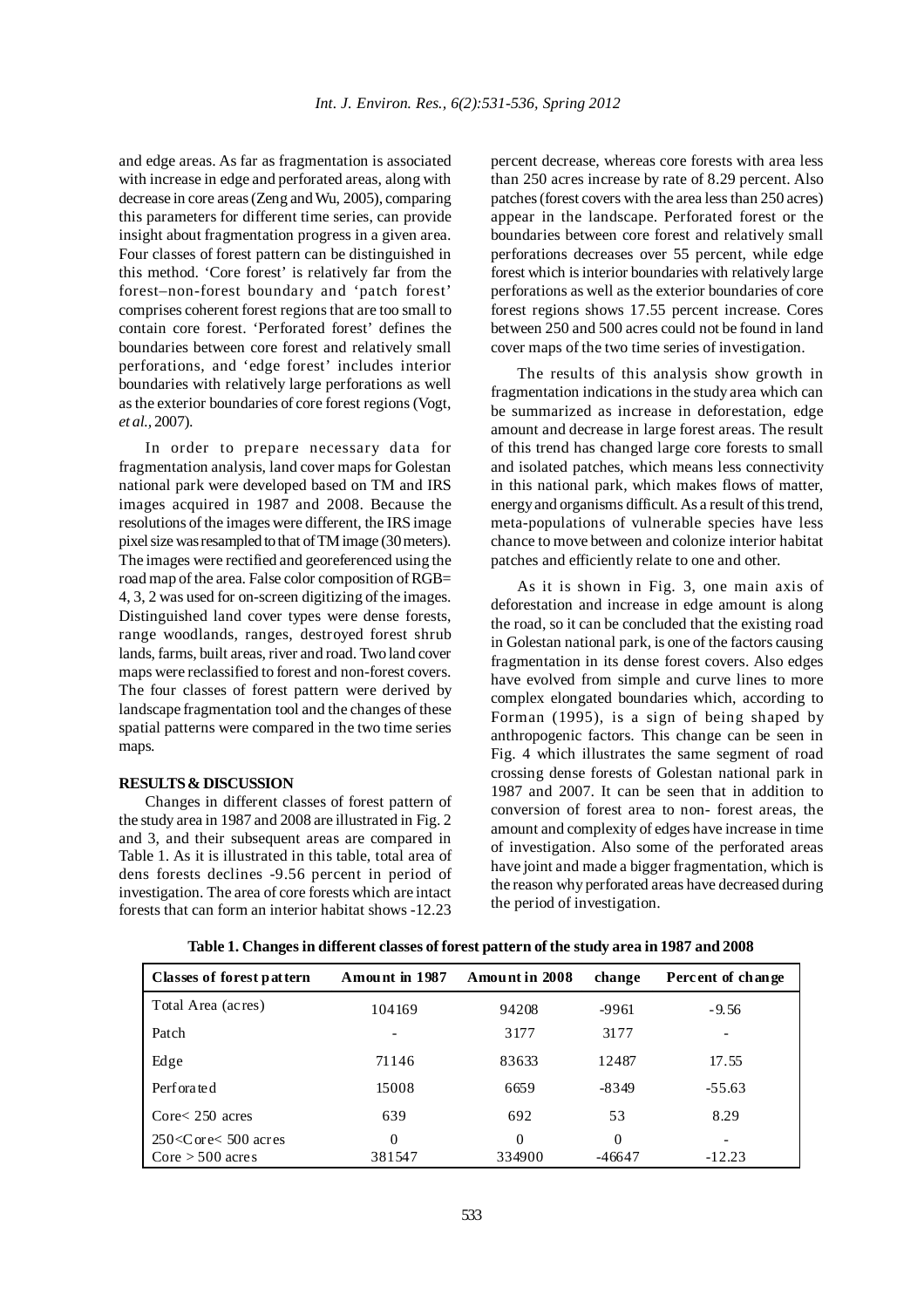and edge areas. As far as fragmentation is associated with increase in edge and perforated areas, along with decrease in core areas (Zeng and Wu, 2005), comparing this parameters for different time series, can provide insight about fragmentation progress in a given area. Four classes of forest pattern can be distinguished in this method. 'Core forest' is relatively far from the forest–non-forest boundary and 'patch forest' comprises coherent forest regions that are too small to contain core forest. 'Perforated forest' defines the boundaries between core forest and relatively small perforations, and 'edge forest' includes interior boundaries with relatively large perforations as well as the exterior boundaries of core forest regions (Vogt, *et al.*, 2007).

In order to prepare necessary data for fragmentation analysis, land cover maps for Golestan national park were developed based on TM and IRS images acquired in 1987 and 2008. Because the resolutions of the images were different, the IRS image pixel size was resampled to that of TM image (30 meters). The images were rectified and georeferenced using the road map of the area. False color composition of RGB= 4, 3, 2 was used for on-screen digitizing of the images. Distinguished land cover types were dense forests, range woodlands, ranges, destroyed forest shrub lands, farms, built areas, river and road. Two land cover maps were reclassified to forest and non-forest covers. The four classes of forest pattern were derived by landscape fragmentation tool and the changes of these spatial patterns were compared in the two time series maps.

## RESULTS & DISCUSSION

Changes in different classes of forest pattern of the study area in 1987 and 2008 are illustrated in Fig. 2 and 3, and their subsequent areas are compared in Table 1. As it is illustrated in this table, total area of dens forests declines -9.56 percent in period of investigation. The area of core forests which are intact forests that can form an interior habitat shows -12.23 percent decrease, whereas core forests with area less than 250 acres increase by rate of 8.29 percent. Also patches (forest covers with the area less than 250 acres) appear in the landscape. Perforated forest or the boundaries between core forest and relatively small perforations decreases over 55 percent, while edge forest which is interior boundaries with relatively large perforations as well as the exterior boundaries of core forest regions shows 17.55 percent increase. Cores between 250 and 500 acres could not be found in land cover maps of the two time series of investigation.

The results of this analysis show growth in fragmentation indications in the study area which can be summarized as increase in deforestation, edge amount and decrease in large forest areas. The result of this trend has changed large core forests to small and isolated patches, which means less connectivity in this national park, which makes flows of matter, energy and organisms difficult. As a result of this trend, meta-populations of vulnerable species have less chance to move between and colonize interior habitat patches and efficiently relate to one and other.

As it is shown in Fig. 3, one main axis of deforestation and increase in edge amount is along the road, so it can be concluded that the existing road in Golestan national park, is one of the factors causing fragmentation in its dense forest covers. Also edges have evolved from simple and curve lines to more complex elongated boundaries which, according to Forman (1995), is a sign of being shaped by anthropogenic factors. This change can be seen in Fig. 4 which illustrates the same segment of road crossing dense forests of Golestan national park in 1987 and 2007. It can be seen that in addition to conversion of forest area to non- forest areas, the amount and complexity of edges have increase in time of investigation. Also some of the perforated areas have joint and made a bigger fragmentation, which is the reason why perforated areas have decreased during the period of investigation.

**Table 1. Changes in different classes of forest pattern of the study area in 1987 and 2008**

| Classes of forest pattern | Amount in 1987 | Amount in 2008 | change | Percent of change |
|---|---|---|---|---|
| Total Area (acres) | 104169 | 94208 | -9961 | -9.56 |
| Patch | - | 3177 | 3177 | - |
| Edge | 71146 | 83633 | 12487 | 17.55 |
| Perforated | 15008 | 6659 | -8349 | -55.63 |
| Core< 250 acres | 639 | 692 | 53 | 8.29 |
| 250<Core< 500 acres | 0 | 0 | 0 | - |
| Core > 500 acres | 381547 | 334900 | -46647 | -12.23 |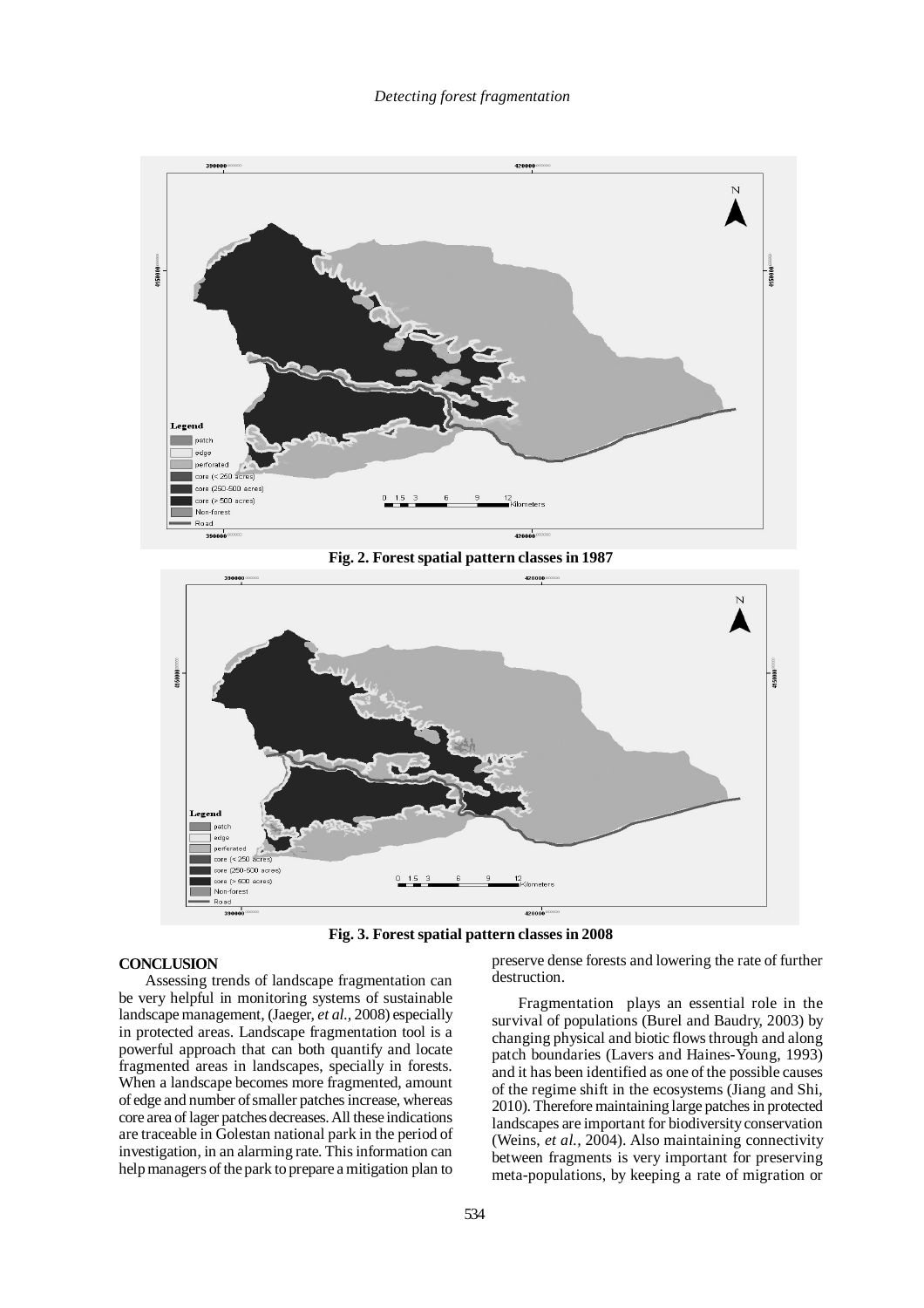Fig. 2. Forest spatial pattern classes in 1987

Fig. 3. Forest spatial pattern classes in 2008

## CONCLUSION

Assessing trends of landscape fragmentation can be very helpful in monitoring systems of sustainable landscape management, (Jaeger, *et al.,* 2008) especially in protected areas. Landscape fragmentation tool is a powerful approach that can both quantify and locate fragmented areas in landscapes, specially in forests. When a landscape becomes more fragmented, amount of edge and number of smaller patches increase, whereas core area of lager patches decreases. All these indications are traceable in Golestan national park in the period of investigation, in an alarming rate. This information can help managers of the park to prepare a mitigation plan to preserve dense forests and lowering the rate of further destruction.

Fragmentation plays an essential role in the survival of populations (Burel and Baudry, 2003) by changing physical and biotic flows through and along patch boundaries (Lavers and Haines-Young, 1993) and it has been identified as one of the possible causes of the regime shift in the ecosystems (Jiang and Shi, 2010). Therefore maintaining large patches in protected landscapes are important for biodiversity conservation (Weins, *et al.,* 2004). Also maintaining connectivity between fragments is very important for preserving meta-populations, by keeping a rate of migration or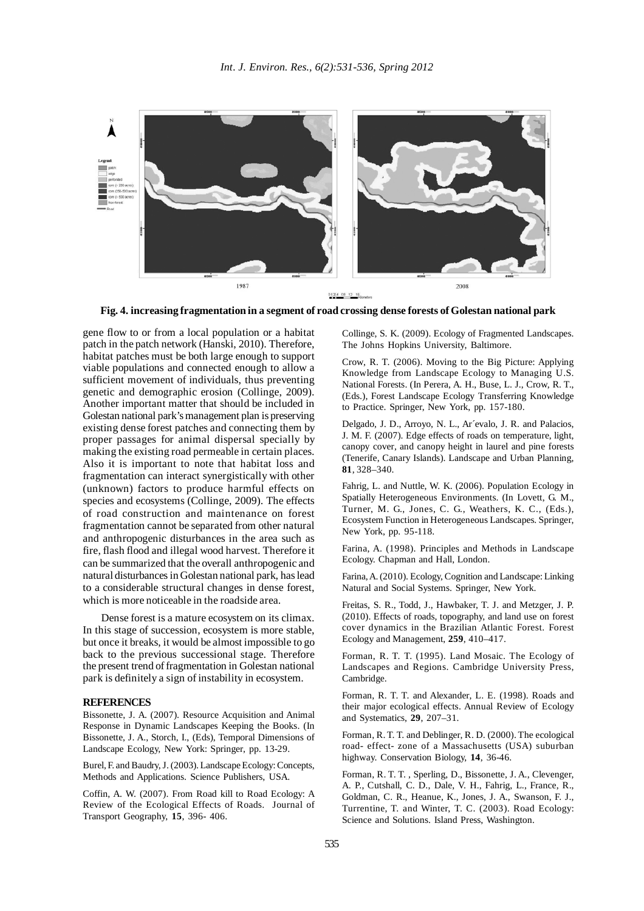**Fig. 4. increasing fragmentation in a segment of road crossing dense forests of Golestan national park**

gene flow to or from a local population or a habitat patch in the patch network (Hanski, 2010). Therefore, habitat patches must be both large enough to support viable populations and connected enough to allow a sufficient movement of individuals, thus preventing genetic and demographic erosion (Collinge, 2009). Another important matter that should be included in Golestan national park's management plan is preserving existing dense forest patches and connecting them by proper passages for animal dispersal specially by making the existing road permeable in certain places. Also it is important to note that habitat loss and fragmentation can interact synergistically with other (unknown) factors to produce harmful effects on species and ecosystems (Collinge, 2009). The effects of road construction and maintenance on forest fragmentation cannot be separated from other natural and anthropogenic disturbances in the area such as fire, flash flood and illegal wood harvest. Therefore it can be summarized that the overall anthropogenic and natural disturbances in Golestan national park, has lead to a considerable structural changes in dense forest, which is more noticeable in the roadside area.

Dense forest is a mature ecosystem on its climax. In this stage of succession, ecosystem is more stable, but once it breaks, it would be almost impossible to go back to the previous successional stage. Therefore the present trend of fragmentation in Golestan national park is definitely a sign of instability in ecosystem.

## REFERENCES

Bissonette, J. A. (2007). Resource Acquisition and Animal Response in Dynamic Landscapes Keeping the Books. (In Bissonette, J. A., Storch, I., (Eds), Temporal Dimensions of Landscape Ecology, New York: Springer, pp. 13-29.

Burel, F. and Baudry, J. (2003). Landscape Ecology: Concepts, Methods and Applications. Science Publishers, USA.

Coffin, A. W. (2007). From Road kill to Road Ecology: A Review of the Ecological Effects of Roads. Journal of Transport Geography, **15**, 396- 406.

Collinge, S. K. (2009). Ecology of Fragmented Landscapes. The Johns Hopkins University, Baltimore.

Crow, R. T. (2006). Moving to the Big Picture: Applying Knowledge from Landscape Ecology to Managing U.S. National Forests. (In Perera, A. H., Buse, L. J., Crow, R. T., (Eds.), Forest Landscape Ecology Transferring Knowledge to Practice. Springer, New York, pp. 157-180.

Delgado, J. D., Arroyo, N. L., Ar´evalo, J. R. and Palacios, J. M. F. (2007). Edge effects of roads on temperature, light, canopy cover, and canopy height in laurel and pine forests (Tenerife, Canary Islands). Landscape and Urban Planning, **81**, 328–340.

Fahrig, L. and Nuttle, W. K. (2006). Population Ecology in Spatially Heterogeneous Environments. (In Lovett, G. M., Turner, M. G., Jones, C. G., Weathers, K. C., (Eds.), Ecosystem Function in Heterogeneous Landscapes. Springer, New York, pp. 95-118.

Farina, A. (1998). Principles and Methods in Landscape Ecology. Chapman and Hall, London.

Farina, A. (2010). Ecology, Cognition and Landscape: Linking Natural and Social Systems. Springer, New York.

Freitas, S. R., Todd, J., Hawbaker, T. J. and Metzger, J. P. (2010). Effects of roads, topography, and land use on forest cover dynamics in the Brazilian Atlantic Forest. Forest Ecology and Management, **259**, 410–417.

Forman, R. T. T. (1995). Land Mosaic. The Ecology of Landscapes and Regions. Cambridge University Press, Cambridge.

Forman, R. T. T. and Alexander, L. E. (1998). Roads and their major ecological effects. Annual Review of Ecology and Systematics, **29**, 207–31.

Forman, R. T. T. and Deblinger, R. D. (2000). The ecological road- effect- zone of a Massachusetts (USA) suburban highway. Conservation Biology, **14**, 36-46.

Forman, R. T. T. , Sperling, D., Bissonette, J. A., Clevenger, A. P., Cutshall, C. D., Dale, V. H., Fahrig, L., France, R., Goldman, C. R., Heanue, K., Jones, J. A., Swanson, F. J., Turrentine, T. and Winter, T. C. (2003). Road Ecology: Science and Solutions. Island Press, Washington.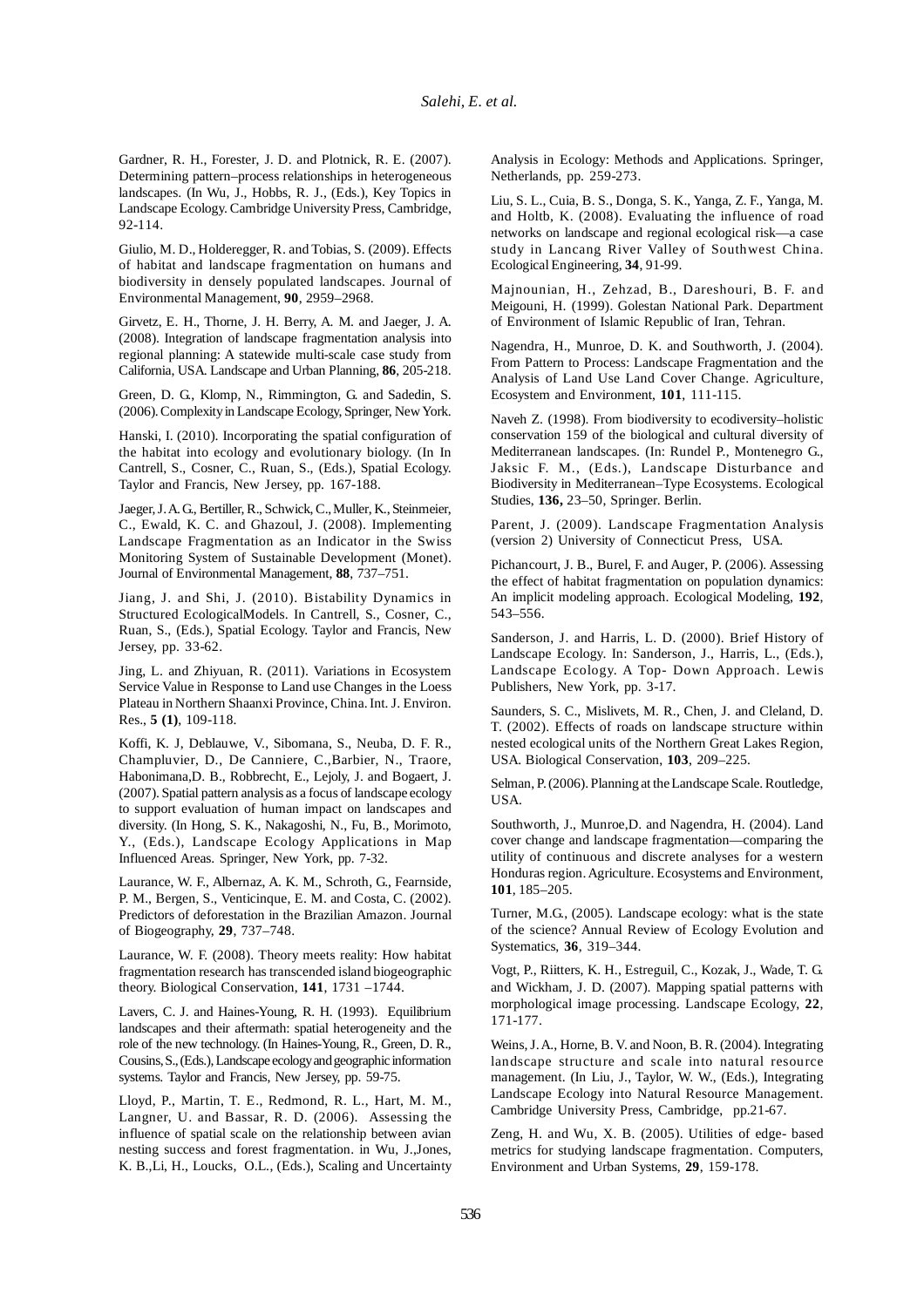Gardner, R. H., Forester, J. D. and Plotnick, R. E. (2007). Determining pattern–process relationships in heterogeneous landscapes. (In Wu, J., Hobbs, R. J., (Eds.), Key Topics in Landscape Ecology. Cambridge University Press, Cambridge, 92-114.

Giulio, M. D., Holderegger, R. and Tobias, S. (2009). Effects of habitat and landscape fragmentation on humans and biodiversity in densely populated landscapes. Journal of Environmental Management, **90**, 2959–2968.

Girvetz, E. H., Thorne, J. H. Berry, A. M. and Jaeger, J. A. (2008). Integration of landscape fragmentation analysis into regional planning: A statewide multi-scale case study from California, USA. Landscape and Urban Planning, **86**, 205-218.

Green, D. G., Klomp, N., Rimmington, G. and Sadedin, S. (2006). Complexity in Landscape Ecology, Springer, New York.

Hanski, I. (2010). Incorporating the spatial configuration of the habitat into ecology and evolutionary biology. (In In Cantrell, S., Cosner, C., Ruan, S., (Eds.), Spatial Ecology. Taylor and Francis, New Jersey, pp. 167-188.

Jaeger, J. A. G., Bertiller, R., Schwick, C., Muller, K., Steinmeier, C., Ewald, K. C. and Ghazoul, J. (2008). Implementing Landscape Fragmentation as an Indicator in the Swiss Monitoring System of Sustainable Development (Monet). Journal of Environmental Management, **88**, 737–751.

Jiang, J. and Shi, J. (2010). Bistability Dynamics in Structured EcologicalModels. In Cantrell, S., Cosner, C., Ruan, S., (Eds.), Spatial Ecology. Taylor and Francis, New Jersey, pp. 33-62.

Jing, L. and Zhiyuan, R. (2011). Variations in Ecosystem Service Value in Response to Land use Changes in the Loess Plateau in Northern Shaanxi Province, China. Int. J. Environ. Res., **5 (1)**, 109-118.

Koffi, K. J, Deblauwe, V., Sibomana, S., Neuba, D. F. R., Champluvier, D., De Canniere, C.,Barbier, N., Traore, Habonimana,D. B., Robbrecht, E., Lejoly, J. and Bogaert, J. (2007). Spatial pattern analysis as a focus of landscape ecology to support evaluation of human impact on landscapes and diversity. (In Hong, S. K., Nakagoshi, N., Fu, B., Morimoto, Y., (Eds.), Landscape Ecology Applications in Map Influenced Areas. Springer, New York, pp. 7-32.

Laurance, W. F., Albernaz, A. K. M., Schroth, G., Fearnside, P. M., Bergen, S., Venticinque, E. M. and Costa, C. (2002). Predictors of deforestation in the Brazilian Amazon. Journal of Biogeography, **29**, 737–748.

Laurance, W. F. (2008). Theory meets reality: How habitat fragmentation research has transcended island biogeographic theory. Biological Conservation, **141**, 1731 –1744.

Lavers, C. J. and Haines-Young, R. H. (1993). Equilibrium landscapes and their aftermath: spatial heterogeneity and the role of the new technology. (In Haines-Young, R., Green, D. R., Cousins, S., (Eds.), Landscape ecology and geographic information systems. Taylor and Francis, New Jersey, pp. 59-75.

Lloyd, P., Martin, T. E., Redmond, R. L., Hart, M. M., Langner, U. and Bassar, R. D. (2006). Assessing the influence of spatial scale on the relationship between avian nesting success and forest fragmentation. in Wu, J.,Jones, K. B.,Li, H., Loucks, O.L., (Eds.), Scaling and Uncertainty Analysis in Ecology: Methods and Applications. Springer, Netherlands, pp. 259-273.

Liu, S. L., Cuia, B. S., Donga, S. K., Yanga, Z. F., Yanga, M. and Holtb, K. (2008). Evaluating the influence of road networks on landscape and regional ecological risk—a case study in Lancang River Valley of Southwest China. Ecological Engineering, **34**, 91-99.

Majnounian, H., Zehzad, B., Dareshouri, B. F. and Meigouni, H. (1999). Golestan National Park. Department of Environment of Islamic Republic of Iran, Tehran.

Nagendra, H., Munroe, D. K. and Southworth, J. (2004). From Pattern to Process: Landscape Fragmentation and the Analysis of Land Use Land Cover Change. Agriculture, Ecosystem and Environment, **101**, 111-115.

Naveh Z. (1998). From biodiversity to ecodiversity–holistic conservation 159 of the biological and cultural diversity of Mediterranean landscapes. (In: Rundel P., Montenegro G., Jaksic F. M., (Eds.), Landscape Disturbance and Biodiversity in Mediterranean–Type Ecosystems. Ecological Studies, **136,** 23–50, Springer. Berlin.

Parent, J. (2009). Landscape Fragmentation Analysis (version 2) University of Connecticut Press, USA.

Pichancourt, J. B., Burel, F. and Auger, P. (2006). Assessing the effect of habitat fragmentation on population dynamics: An implicit modeling approach. Ecological Modeling, **192**, 543–556.

Sanderson, J. and Harris, L. D. (2000). Brief History of Landscape Ecology. In: Sanderson, J., Harris, L., (Eds.), Landscape Ecology. A Top- Down Approach. Lewis Publishers, New York, pp. 3-17.

Saunders, S. C., Mislivets, M. R., Chen, J. and Cleland, D. T. (2002). Effects of roads on landscape structure within nested ecological units of the Northern Great Lakes Region, USA. Biological Conservation, **103**, 209–225.

Selman, P. (2006). Planning at the Landscape Scale. Routledge, USA.

Southworth, J., Munroe,D. and Nagendra, H. (2004). Land cover change and landscape fragmentation—comparing the utility of continuous and discrete analyses for a western Honduras region. Agriculture. Ecosystems and Environment, **101**, 185–205.

Turner, M.G., (2005). Landscape ecology: what is the state of the science? Annual Review of Ecology Evolution and Systematics, **36**, 319–344.

Vogt, P., Riitters, K. H., Estreguil, C., Kozak, J., Wade, T. G. and Wickham, J. D. (2007). Mapping spatial patterns with morphological image processing. Landscape Ecology, **22**, 171-177.

Weins, J. A., Horne, B. V. and Noon, B. R. (2004). Integrating landscape structure and scale into natural resource management. (In Liu, J., Taylor, W. W., (Eds.), Integrating Landscape Ecology into Natural Resource Management. Cambridge University Press, Cambridge, pp.21-67.

Zeng, H. and Wu, X. B. (2005). Utilities of edge- based metrics for studying landscape fragmentation. Computers, Environment and Urban Systems, **29**, 159-178.